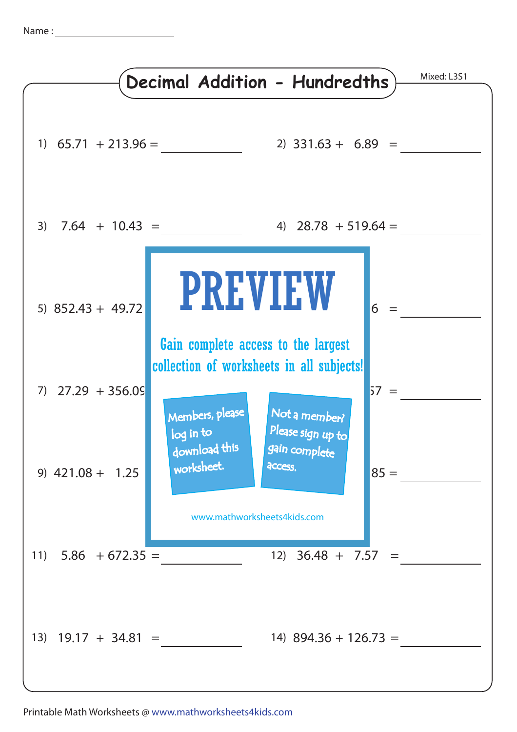Name : ____________________

# Decimal Addition - Hundredths

Mixed: L3S1

1) 65.71 + 213.96 = __________

2) 331.63 + 6.89 = __________

3) 7.64 + 10.43 = __________

4) 28.78 + 519.64 = __________

5) 852.43 + 49.72

6 = __________

7) 27.29 + 356.09

57 = __________

9) 421.08 + 1.25

85 = __________

PREVIEW

Gain complete access to the largest collection of worksheets in all subjects!

Members, please log in to download this worksheet.

Not a member? Please sign up to gain complete access.

www.mathworksheets4kids.com

11) 5.86 + 672.35 = __________

12) 36.48 + 7.57 = __________

13) 19.17 + 34.81 = __________

14) 894.36 + 126.73 = __________

Printable Math Worksheets @ www.mathworksheets4kids.com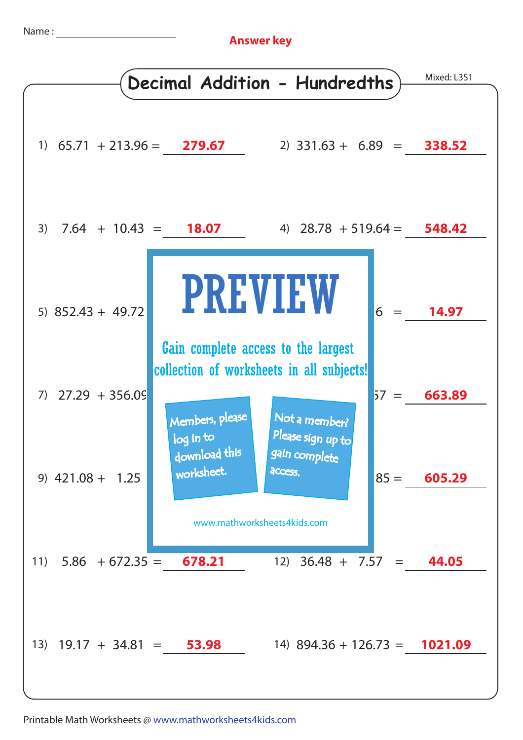Name :

**Answer key**

# Decimal Addition - Hundredths

Mixed: L3S1

1) 65.71 + 213.96 = **279.67**

2) 331.63 + 6.89 = **338.52**

3) 7.64 + 10.43 = **18.07**

4) 28.78 + 519.64 = **548.42**

5) 852.43 + 49.72

6) 6 = **14.97**

7) 27.29 + 356.09

8) 57 = **663.89**

9) 421.08 + 1.25

10) 85 = **605.29**

PREVIEW

Gain complete access to the largest collection of worksheets in all subjects!

Members, please log in to download this worksheet.

Not a member? Please sign up to gain complete access.

www.mathworksheets4kids.com

11) 5.86 + 672.35 = **678.21**

12) 36.48 + 7.57 = **44.05**

13) 19.17 + 34.81 = **53.98**

14) 894.36 + 126.73 = **1021.09**

Printable Math Worksheets @ www.mathworksheets4kids.com